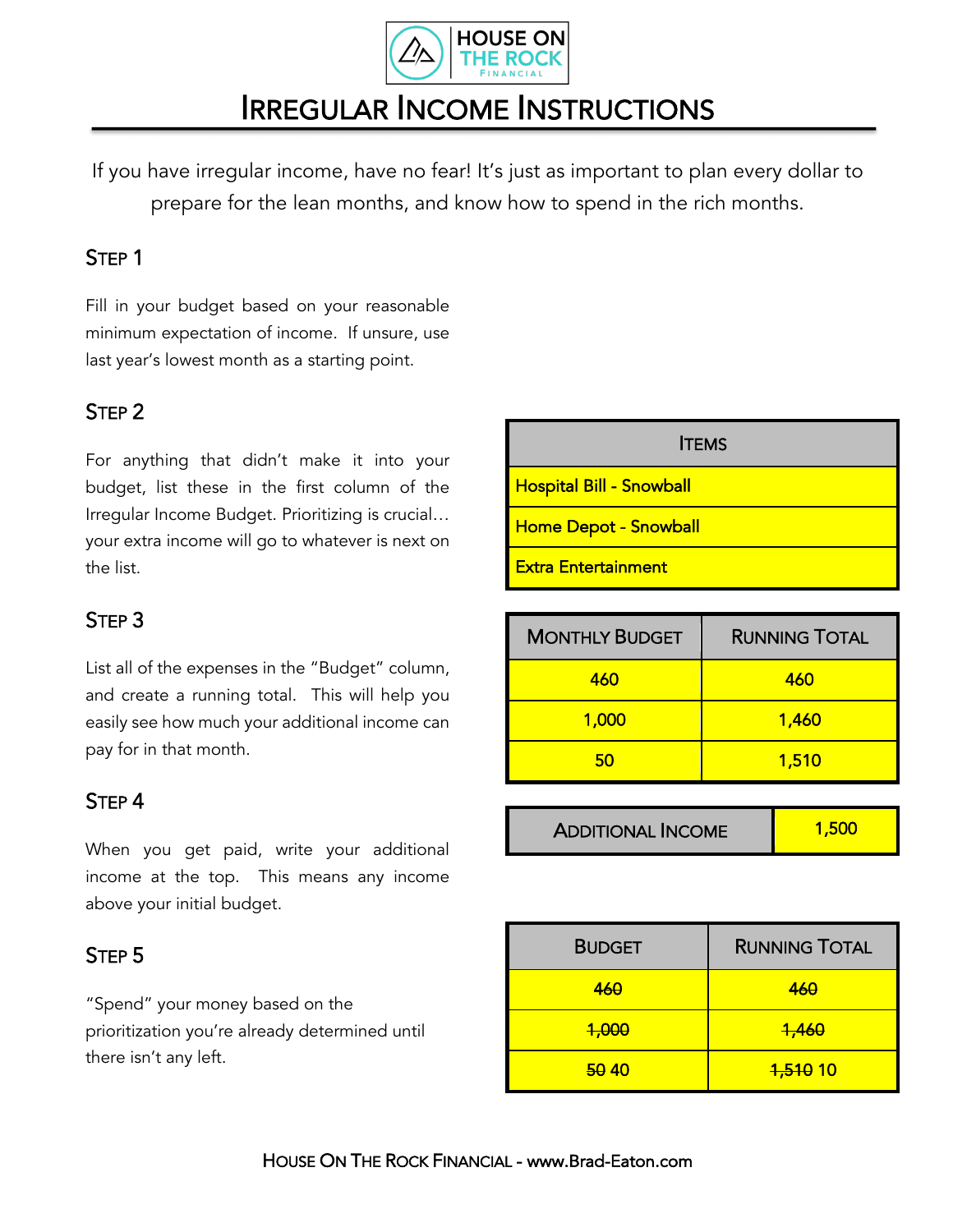# Irregular Income Instructions

If you have irregular income, have no fear! It's just as important to plan every dollar to prepare for the lean months, and know how to spend in the rich months.

## Step 1

Fill in your budget based on your reasonable minimum expectation of income. If unsure, use last year's lowest month as a starting point.

## Step 2

For anything that didn't make it into your budget, list these in the first column of the Irregular Income Budget. Prioritizing is crucial… your extra income will go to whatever is next on the list.

## Step 3

List all of the expenses in the "Budget" column, and create a running total. This will help you easily see how much your additional income can pay for in that month.

## Step 4

When you get paid, write your additional income at the top. This means any income above your initial budget.

## Step 5

"Spend" your money based on the prioritization you're already determined until there isn't any left.

| Items |
|---|
| Hospital Bill - Snowball |
| Home Depot - Snowball |
| Extra Entertainment |

| Monthly Budget | Running Total |
|---|---|
| 460 | 460 |
| 1,000 | 1,460 |
| 50 | 1,510 |

| Additional Income | 1,500 |
|---|---|

| Budget | Running Total |
|---|---|
| ~~460~~ | ~~460~~ |
| ~~1,000~~ | ~~1,460~~ |
| ~~50~~ 40 | ~~1,510~~ 10 |

House On The Rock Financial - www.Brad-Eaton.com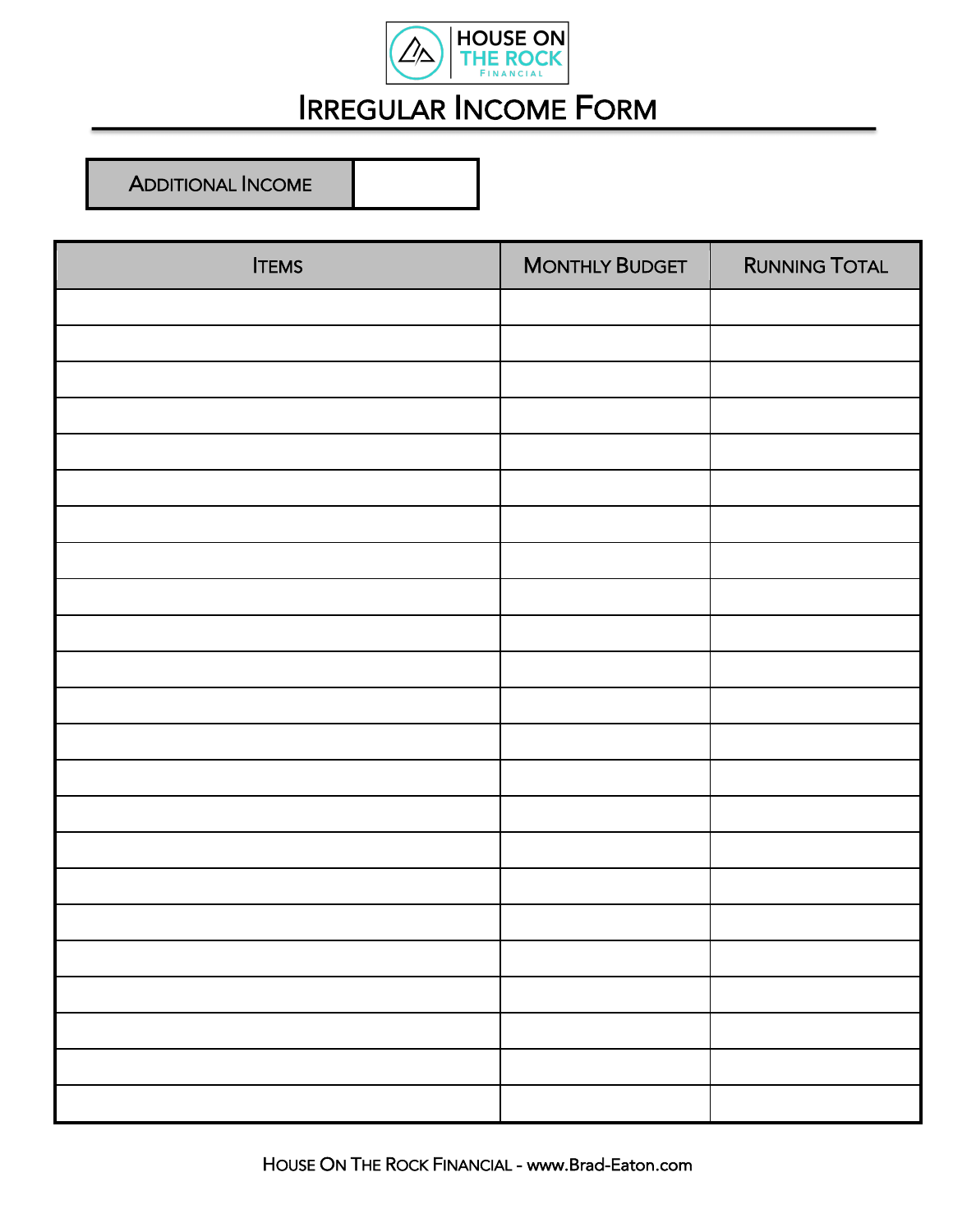HOUSE ON THE ROCK FINANCIAL

# IRREGULAR INCOME FORM

| ADDITIONAL INCOME | |
|---|---|

| ITEMS | MONTHLY BUDGET | RUNNING TOTAL |
|---|---|---|
| | | |
| | | |
| | | |
| | | |
| | | |
| | | |
| | | |
| | | |
| | | |
| | | |
| | | |
| | | |
| | | |
| | | |
| | | |
| | | |
| | | |
| | | |
| | | |
| | | |
| | | |
| | | |
| | | |

HOUSE ON THE ROCK FINANCIAL - www.Brad-Eaton.com